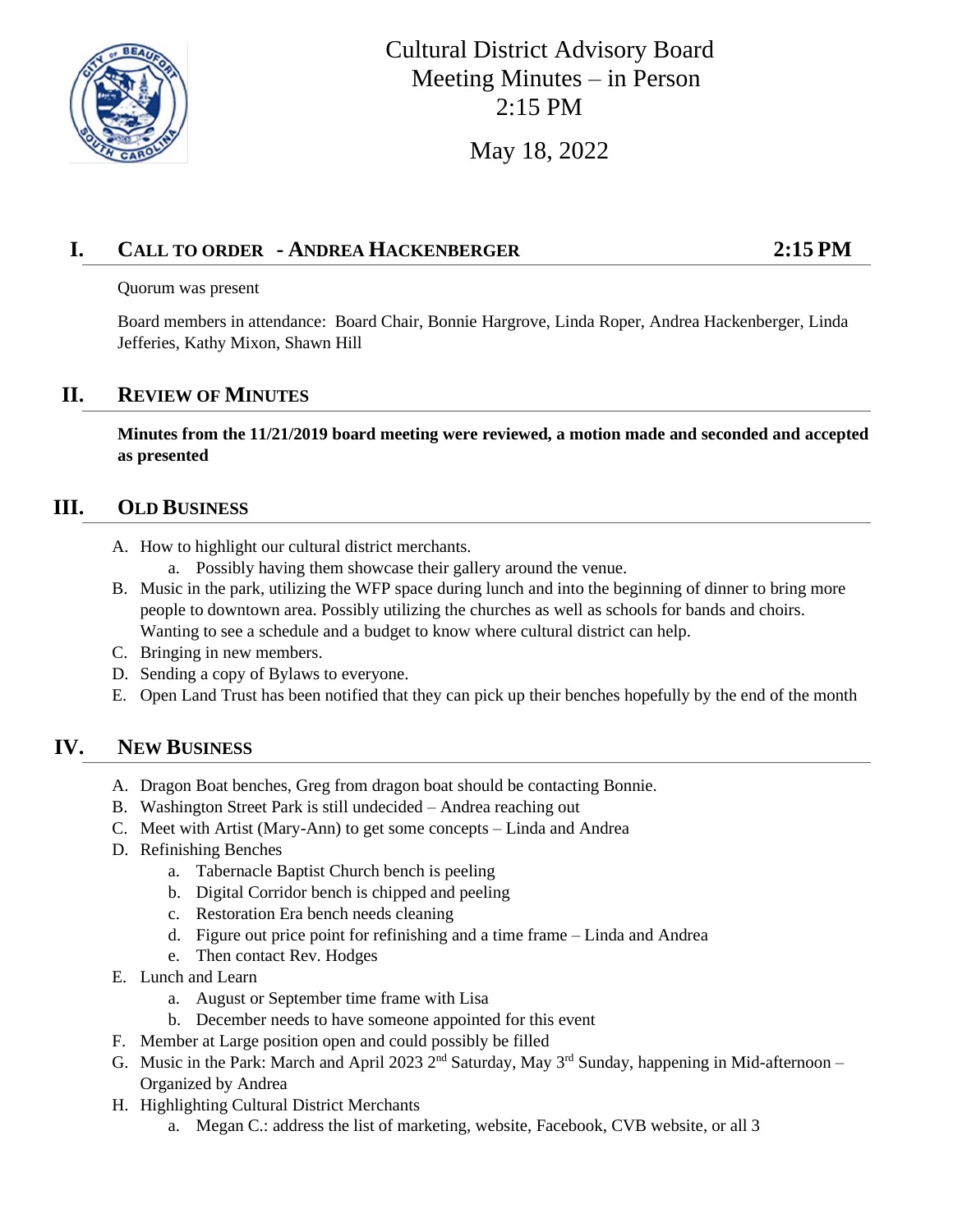# Cultural District Advisory Board
## Meeting Minutes – in Person
### 2:15 PM

May 18, 2022

## I. CALL TO ORDER - ANDREA HACKENBERGER 2:15 PM

Quorum was present

Board members in attendance: Board Chair, Bonnie Hargrove, Linda Roper, Andrea Hackenberger, Linda Jefferies, Kathy Mixon, Shawn Hill

## II. REVIEW OF MINUTES

**Minutes from the 11/21/2019 board meeting were reviewed, a motion made and seconded and accepted as presented**

## III. OLD BUSINESS

A. How to highlight our cultural district merchants.
   a. Possibly having them showcase their gallery around the venue.
B. Music in the park, utilizing the WFP space during lunch and into the beginning of dinner to bring more people to downtown area. Possibly utilizing the churches as well as schools for bands and choirs. Wanting to see a schedule and a budget to know where cultural district can help.
C. Bringing in new members.
D. Sending a copy of Bylaws to everyone.
E. Open Land Trust has been notified that they can pick up their benches hopefully by the end of the month

## IV. NEW BUSINESS

A. Dragon Boat benches, Greg from dragon boat should be contacting Bonnie.
B. Washington Street Park is still undecided – Andrea reaching out
C. Meet with Artist (Mary-Ann) to get some concepts – Linda and Andrea
D. Refinishing Benches
   a. Tabernacle Baptist Church bench is peeling
   b. Digital Corridor bench is chipped and peeling
   c. Restoration Era bench needs cleaning
   d. Figure out price point for refinishing and a time frame – Linda and Andrea
   e. Then contact Rev. Hodges
E. Lunch and Learn
   a. August or September time frame with Lisa
   b. December needs to have someone appointed for this event
F. Member at Large position open and could possibly be filled
G. Music in the Park: March and April 2023 2nd Saturday, May 3rd Sunday, happening in Mid-afternoon – Organized by Andrea
H. Highlighting Cultural District Merchants
   a. Megan C.: address the list of marketing, website, Facebook, CVB website, or all 3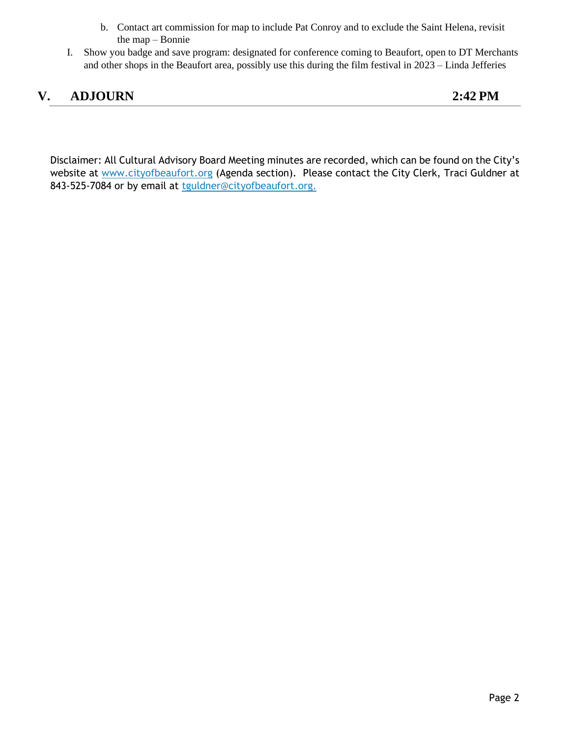b. Contact art commission for map to include Pat Conroy and to exclude the Saint Helena, revisit the map – Bonnie

I. Show you badge and save program: designated for conference coming to Beaufort, open to DT Merchants and other shops in the Beaufort area, possibly use this during the film festival in 2023 – Linda Jefferies

## V. ADJOURN 2:42 PM

Disclaimer: All Cultural Advisory Board Meeting minutes are recorded, which can be found on the City's website at www.cityofbeaufort.org (Agenda section). Please contact the City Clerk, Traci Guldner at 843-525-7084 or by email at tguldner@cityofbeaufort.org.